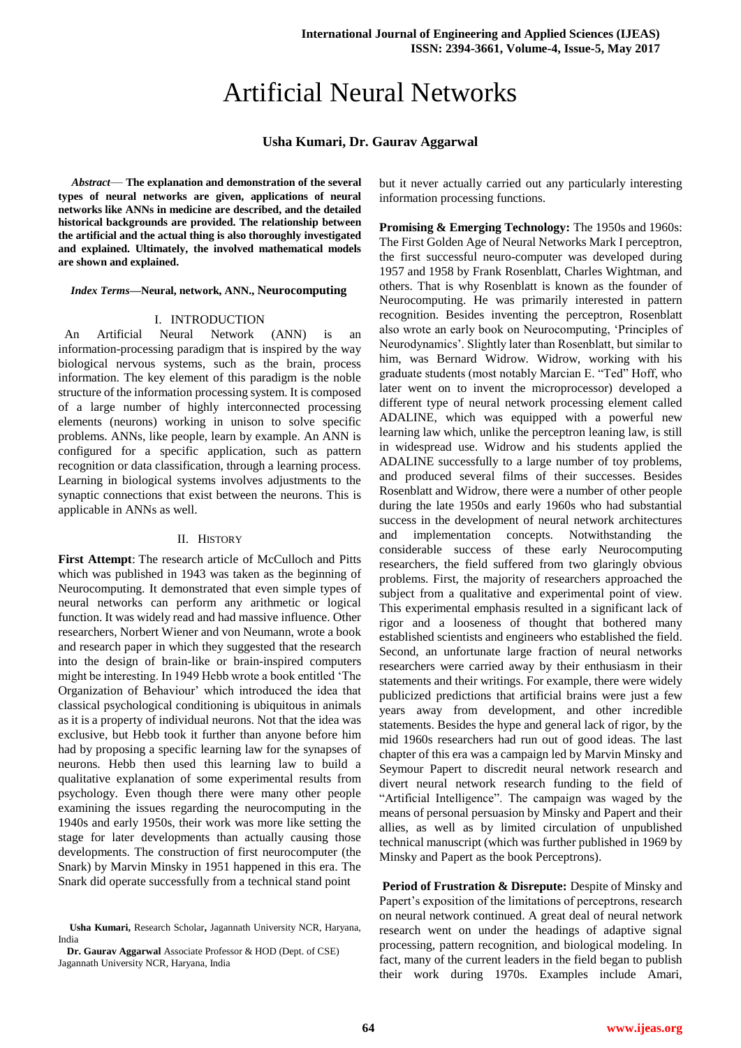# Artificial Neural Networks

**Usha Kumari, Dr. Gaurav Aggarwal**

***Abstract*— The explanation and demonstration of the several types of neural networks are given, applications of neural networks like ANNs in medicine are described, and the detailed historical backgrounds are provided. The relationship between the artificial and the actual thing is also thoroughly investigated and explained. Ultimately, the involved mathematical models are shown and explained.**

***Index Terms*—Neural, network, ANN., Neurocomputing**

## I. INTRODUCTION

An Artificial Neural Network (ANN) is an information-processing paradigm that is inspired by the way biological nervous systems, such as the brain, process information. The key element of this paradigm is the noble structure of the information processing system. It is composed of a large number of highly interconnected processing elements (neurons) working in unison to solve specific problems. ANNs, like people, learn by example. An ANN is configured for a specific application, such as pattern recognition or data classification, through a learning process. Learning in biological systems involves adjustments to the synaptic connections that exist between the neurons. This is applicable in ANNs as well.

## II. HISTORY

**First Attempt**: The research article of McCulloch and Pitts which was published in 1943 was taken as the beginning of Neurocomputing. It demonstrated that even simple types of neural networks can perform any arithmetic or logical function. It was widely read and had massive influence. Other researchers, Norbert Wiener and von Neumann, wrote a book and research paper in which they suggested that the research into the design of brain-like or brain-inspired computers might be interesting. In 1949 Hebb wrote a book entitled 'The Organization of Behaviour' which introduced the idea that classical psychological conditioning is ubiquitous in animals as it is a property of individual neurons. Not that the idea was exclusive, but Hebb took it further than anyone before him had by proposing a specific learning law for the synapses of neurons. Hebb then used this learning law to build a qualitative explanation of some experimental results from psychology. Even though there were many other people examining the issues regarding the neurocomputing in the 1940s and early 1950s, their work was more like setting the stage for later developments than actually causing those developments. The construction of first neurocomputer (the Snark) by Marvin Minsky in 1951 happened in this era. The Snark did operate successfully from a technical stand point but it never actually carried out any particularly interesting information processing functions.

**Promising & Emerging Technology:** The 1950s and 1960s: The First Golden Age of Neural Networks Mark I perceptron, the first successful neuro-computer was developed during 1957 and 1958 by Frank Rosenblatt, Charles Wightman, and others. That is why Rosenblatt is known as the founder of Neurocomputing. He was primarily interested in pattern recognition. Besides inventing the perceptron, Rosenblatt also wrote an early book on Neurocomputing, 'Principles of Neurodynamics'. Slightly later than Rosenblatt, but similar to him, was Bernard Widrow. Widrow, working with his graduate students (most notably Marcian E. "Ted" Hoff, who later went on to invent the microprocessor) developed a different type of neural network processing element called ADALINE, which was equipped with a powerful new learning law which, unlike the perceptron leaning law, is still in widespread use. Widrow and his students applied the ADALINE successfully to a large number of toy problems, and produced several films of their successes. Besides Rosenblatt and Widrow, there were a number of other people during the late 1950s and early 1960s who had substantial success in the development of neural network architectures and implementation concepts. Notwithstanding the considerable success of these early Neurocomputing researchers, the field suffered from two glaringly obvious problems. First, the majority of researchers approached the subject from a qualitative and experimental point of view. This experimental emphasis resulted in a significant lack of rigor and a looseness of thought that bothered many established scientists and engineers who established the field. Second, an unfortunate large fraction of neural networks researchers were carried away by their enthusiasm in their statements and their writings. For example, there were widely publicized predictions that artificial brains were just a few years away from development, and other incredible statements. Besides the hype and general lack of rigor, by the mid 1960s researchers had run out of good ideas. The last chapter of this era was a campaign led by Marvin Minsky and Seymour Papert to discredit neural network research and divert neural network research funding to the field of "Artificial Intelligence". The campaign was waged by the means of personal persuasion by Minsky and Papert and their allies, as well as by limited circulation of unpublished technical manuscript (which was further published in 1969 by Minsky and Papert as the book Perceptrons).

**Period of Frustration & Disrepute:** Despite of Minsky and Papert's exposition of the limitations of perceptrons, research on neural network continued. A great deal of neural network research went on under the headings of adaptive signal processing, pattern recognition, and biological modeling. In fact, many of the current leaders in the field began to publish their work during 1970s. Examples include Amari,

**Usha Kumari,** Research Scholar**,** Jagannath University NCR, Haryana, India

**Dr. Gaurav Aggarwal** Associate Professor & HOD (Dept. of CSE) Jagannath University NCR, Haryana, India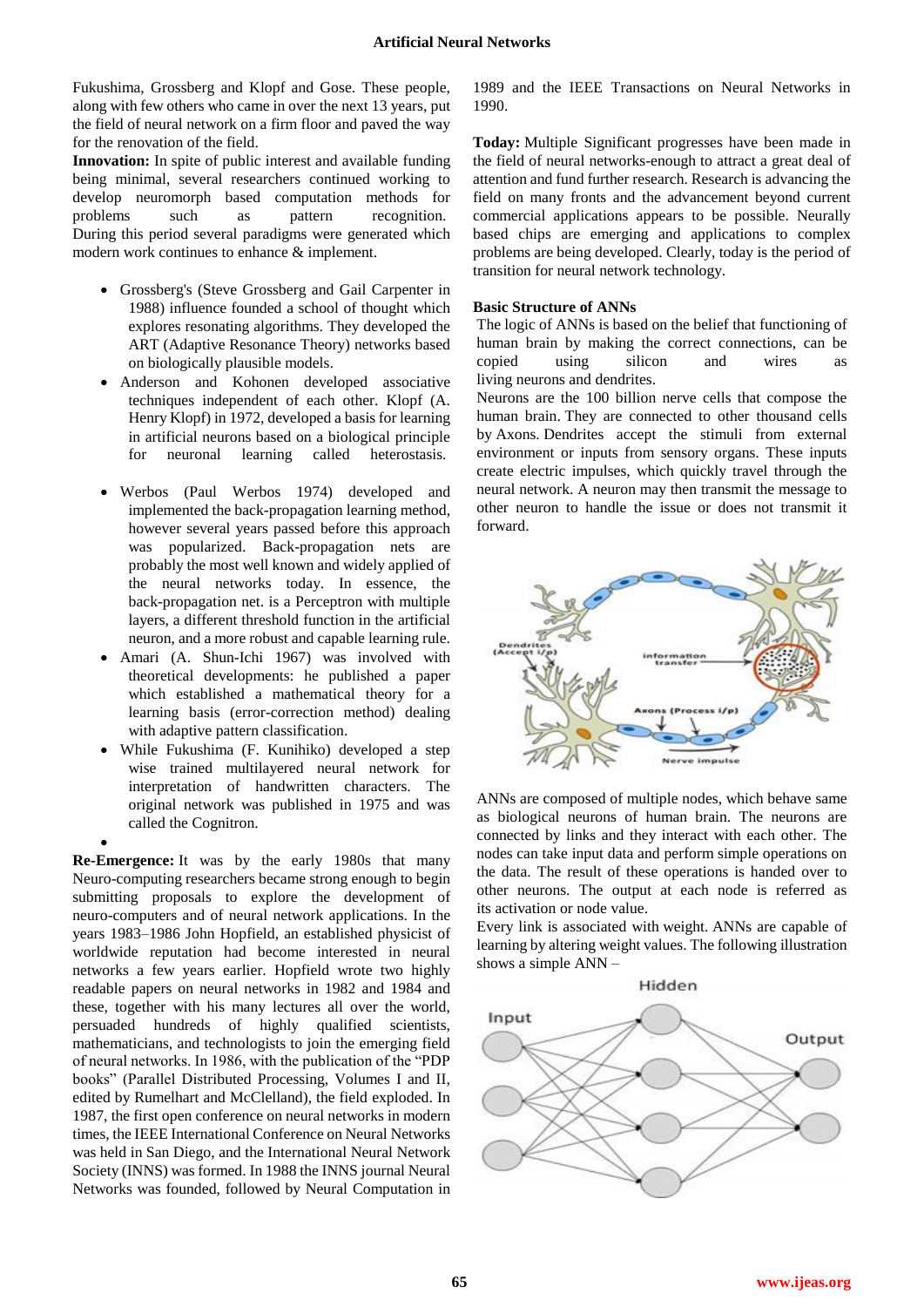Fukushima, Grossberg and Klopf and Gose. These people, along with few others who came in over the next 13 years, put the field of neural network on a firm floor and paved the way for the renovation of the field.

**Innovation:** In spite of public interest and available funding being minimal, several researchers continued working to develop neuromorph based computation methods for problems such as pattern recognition. During this period several paradigms were generated which modern work continues to enhance & implement.

- Grossberg's (Steve Grossberg and Gail Carpenter in 1988) influence founded a school of thought which explores resonating algorithms. They developed the ART (Adaptive Resonance Theory) networks based on biologically plausible models.
- Anderson and Kohonen developed associative techniques independent of each other. Klopf (A. Henry Klopf) in 1972, developed a basis for learning in artificial neurons based on a biological principle for neuronal learning called heterostasis.
- Werbos (Paul Werbos 1974) developed and implemented the back-propagation learning method, however several years passed before this approach was popularized. Back-propagation nets are probably the most well known and widely applied of the neural networks today. In essence, the back-propagation net. is a Perceptron with multiple layers, a different threshold function in the artificial neuron, and a more robust and capable learning rule.
- Amari (A. Shun-Ichi 1967) was involved with theoretical developments: he published a paper which established a mathematical theory for a learning basis (error-correction method) dealing with adaptive pattern classification.
- While Fukushima (F. Kunihiko) developed a step wise trained multilayered neural network for interpretation of handwritten characters. The original network was published in 1975 and was called the Cognitron.

**Re-Emergence:** It was by the early 1980s that many Neuro-computing researchers became strong enough to begin submitting proposals to explore the development of neuro-computers and of neural network applications. In the years 1983–1986 John Hopfield, an established physicist of worldwide reputation had become interested in neural networks a few years earlier. Hopfield wrote two highly readable papers on neural networks in 1982 and 1984 and these, together with his many lectures all over the world, persuaded hundreds of highly qualified scientists, mathematicians, and technologists to join the emerging field of neural networks. In 1986, with the publication of the "PDP books" (Parallel Distributed Processing, Volumes I and II, edited by Rumelhart and McClelland), the field exploded. In 1987, the first open conference on neural networks in modern times, the IEEE International Conference on Neural Networks was held in San Diego, and the International Neural Network Society (INNS) was formed. In 1988 the INNS journal Neural Networks was founded, followed by Neural Computation in 1989 and the IEEE Transactions on Neural Networks in 1990.

**Today:** Multiple Significant progresses have been made in the field of neural networks-enough to attract a great deal of attention and fund further research. Research is advancing the field on many fronts and the advancement beyond current commercial applications appears to be possible. Neurally based chips are emerging and applications to complex problems are being developed. Clearly, today is the period of transition for neural network technology.

**Basic Structure of ANNs**

The logic of ANNs is based on the belief that functioning of human brain by making the correct connections, can be copied using silicon and wires as living neurons and dendrites.

Neurons are the 100 billion nerve cells that compose the human brain. They are connected to other thousand cells by Axons. Dendrites accept the stimuli from external environment or inputs from sensory organs. These inputs create electric impulses, which quickly travel through the neural network. A neuron may then transmit the message to other neuron to handle the issue or does not transmit it forward.

ANNs are composed of multiple nodes, which behave same as biological neurons of human brain. The neurons are connected by links and they interact with each other. The nodes can take input data and perform simple operations on the data. The result of these operations is handed over to other neurons. The output at each node is referred as its activation or node value.

Every link is associated with weight. ANNs are capable of learning by altering weight values. The following illustration shows a simple ANN –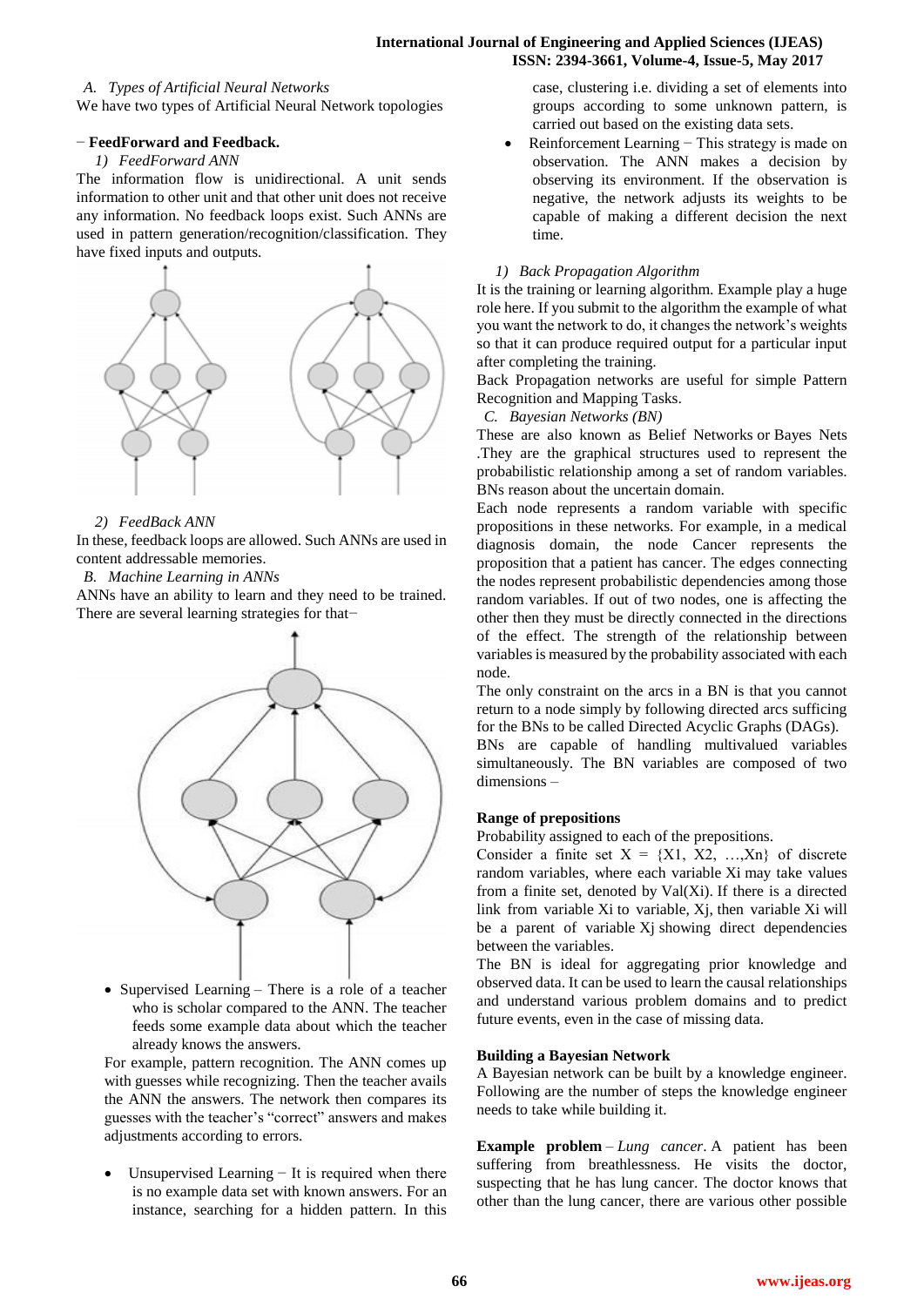### A. *Types of Artificial Neural Networks*

We have two types of Artificial Neural Network topologies

− **FeedForward and Feedback.**

#### 1) *FeedForward ANN*

The information flow is unidirectional. A unit sends information to other unit and that other unit does not receive any information. No feedback loops exist. Such ANNs are used in pattern generation/recognition/classification. They have fixed inputs and outputs.

#### 2) *FeedBack ANN*

In these, feedback loops are allowed. Such ANNs are used in content addressable memories.

### B. *Machine Learning in ANNs*

ANNs have an ability to learn and they need to be trained. There are several learning strategies for that−

- Supervised Learning – There is a role of a teacher who is scholar compared to the ANN. The teacher feeds some example data about which the teacher already knows the answers.

For example, pattern recognition. The ANN comes up with guesses while recognizing. Then the teacher avails the ANN the answers. The network then compares its guesses with the teacher's "correct" answers and makes adjustments according to errors.

- Unsupervised Learning − It is required when there is no example data set with known answers. For an instance, searching for a hidden pattern. In this case, clustering i.e. dividing a set of elements into groups according to some unknown pattern, is carried out based on the existing data sets.
- Reinforcement Learning − This strategy is made on observation. The ANN makes a decision by observing its environment. If the observation is negative, the network adjusts its weights to be capable of making a different decision the next time.

#### 1) *Back Propagation Algorithm*

It is the training or learning algorithm. Example play a huge role here. If you submit to the algorithm the example of what you want the network to do, it changes the network's weights so that it can produce required output for a particular input after completing the training.

Back Propagation networks are useful for simple Pattern Recognition and Mapping Tasks.

### C. *Bayesian Networks (BN)*

These are also known as Belief Networks or Bayes Nets .They are the graphical structures used to represent the probabilistic relationship among a set of random variables. BNs reason about the uncertain domain.

Each node represents a random variable with specific propositions in these networks. For example, in a medical diagnosis domain, the node Cancer represents the proposition that a patient has cancer. The edges connecting the nodes represent probabilistic dependencies among those random variables. If out of two nodes, one is affecting the other then they must be directly connected in the directions of the effect. The strength of the relationship between variables is measured by the probability associated with each node.

The only constraint on the arcs in a BN is that you cannot return to a node simply by following directed arcs sufficing for the BNs to be called Directed Acyclic Graphs (DAGs).

BNs are capable of handling multivalued variables simultaneously. The BN variables are composed of two dimensions –

**Range of prepositions**

Probability assigned to each of the prepositions.

Consider a finite set $X = \{X1, X2, \ldots, Xn\}$ of discrete random variables, where each variable $Xi$ may take values from a finite set, denoted by $Val(Xi)$. If there is a directed link from variable $Xi$ to variable, $Xj$, then variable $Xi$ will be a parent of variable $Xj$ showing direct dependencies between the variables.

The BN is ideal for aggregating prior knowledge and observed data. It can be used to learn the causal relationships and understand various problem domains and to predict future events, even in the case of missing data.

**Building a Bayesian Network**

A Bayesian network can be built by a knowledge engineer. Following are the number of steps the knowledge engineer needs to take while building it.

**Example problem** – *Lung cancer*. A patient has been suffering from breathlessness. He visits the doctor, suspecting that he has lung cancer. The doctor knows that other than the lung cancer, there are various other possible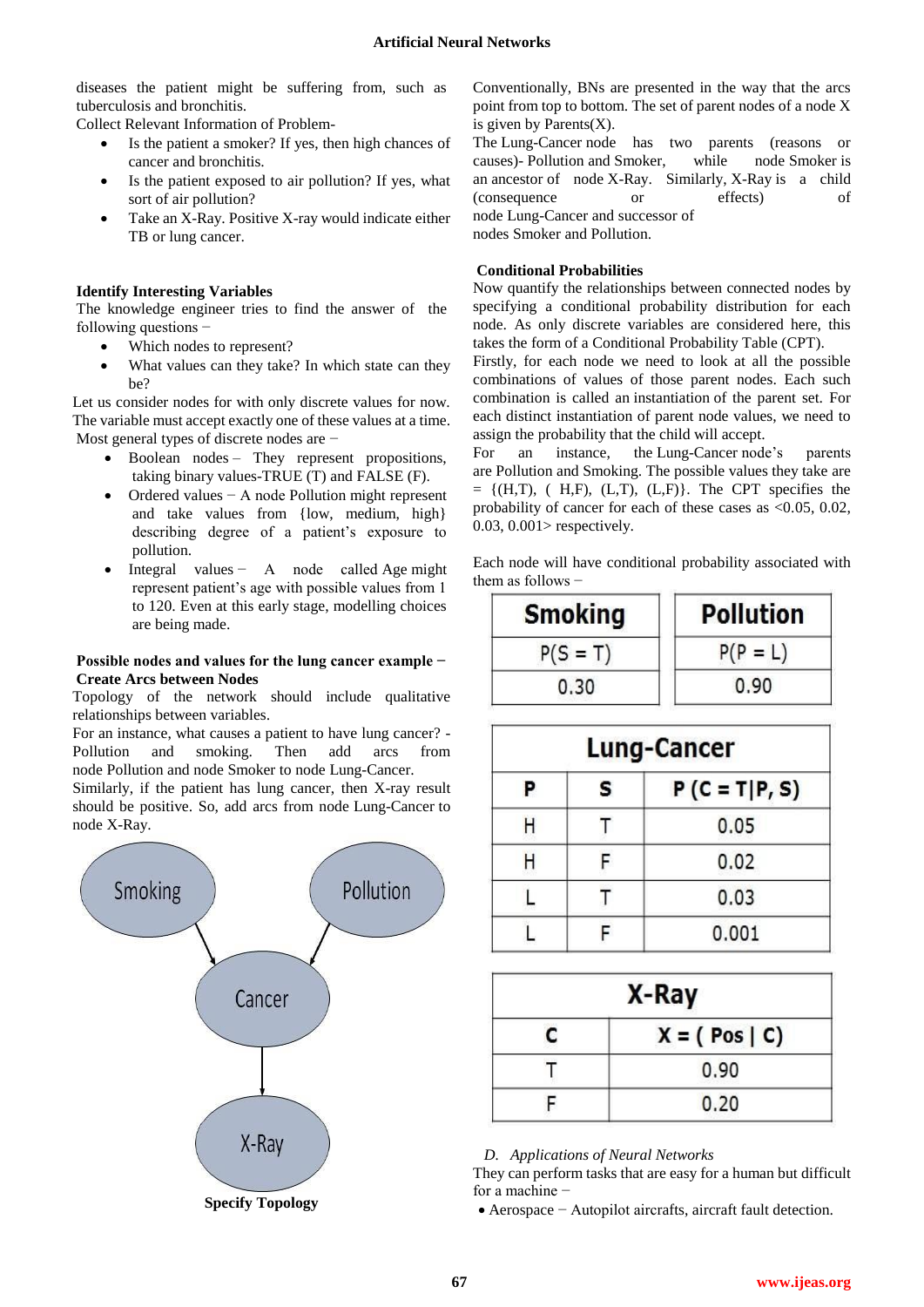diseases the patient might be suffering from, such as tuberculosis and bronchitis.

Collect Relevant Information of Problem-

- Is the patient a smoker? If yes, then high chances of cancer and bronchitis.
- Is the patient exposed to air pollution? If yes, what sort of air pollution?
- Take an X-Ray. Positive X-ray would indicate either TB or lung cancer.

**Identify Interesting Variables**

The knowledge engineer tries to find the answer of the following questions −

- Which nodes to represent?
- What values can they take? In which state can they be?

Let us consider nodes for with only discrete values for now. The variable must accept exactly one of these values at a time. Most general types of discrete nodes are −

- Boolean nodes − They represent propositions, taking binary values-TRUE (T) and FALSE (F).
- Ordered values − A node Pollution might represent and take values from {low, medium, high} describing degree of a patient's exposure to pollution.
- Integral values − A node called Age might represent patient's age with possible values from 1 to 120. Even at this early stage, modelling choices are being made.

**Possible nodes and values for the lung cancer example − Create Arcs between Nodes**

Topology of the network should include qualitative relationships between variables.

For an instance, what causes a patient to have lung cancer? - Pollution and smoking. Then add arcs from node Pollution and node Smoker to node Lung-Cancer.

Similarly, if the patient has lung cancer, then X-ray result should be positive. So, add arcs from node Lung-Cancer to node X-Ray.

**Specify Topology**

Conventionally, BNs are presented in the way that the arcs point from top to bottom. The set of parent nodes of a node X is given by Parents(X).

The Lung-Cancer node has two parents (reasons or causes)- Pollution and Smoker, while node Smoker is an ancestor of node X-Ray. Similarly, X-Ray is a child (consequence or effects) of node Lung-Cancer and successor of nodes Smoker and Pollution.

**Conditional Probabilities**

Now quantify the relationships between connected nodes by specifying a conditional probability distribution for each node. As only discrete variables are considered here, this takes the form of a Conditional Probability Table (CPT).

Firstly, for each node we need to look at all the possible combinations of values of those parent nodes. Each such combination is called an instantiation of the parent set. For each distinct instantiation of parent node values, we need to assign the probability that the child will accept.

For an instance, the Lung-Cancer node's parents are Pollution and Smoking. The possible values they take are = {(H,T), ( H,F), (L,T), (L,F)}. The CPT specifies the probability of cancer for each of these cases as <0.05, 0.02, 0.03, 0.001> respectively.

Each node will have conditional probability associated with them as follows −

| Smoking |
|---|
| P(S = T) |
| 0.30 |

| Pollution |
|---|
| P(P = L) |
| 0.90 |

| Lung-Cancer | | |
|---|---|---|
| **P** | **S** | **P (C = T\|P, S)** |
| H | T | 0.05 |
| H | F | 0.02 |
| L | T | 0.03 |
| L | F | 0.001 |

| X-Ray | |
|---|---|
| **C** | **X = ( Pos \| C)** |
| T | 0.90 |
| F | 0.20 |

*D. Applications of Neural Networks*

They can perform tasks that are easy for a human but difficult for a machine −

- Aerospace − Autopilot aircrafts, aircraft fault detection.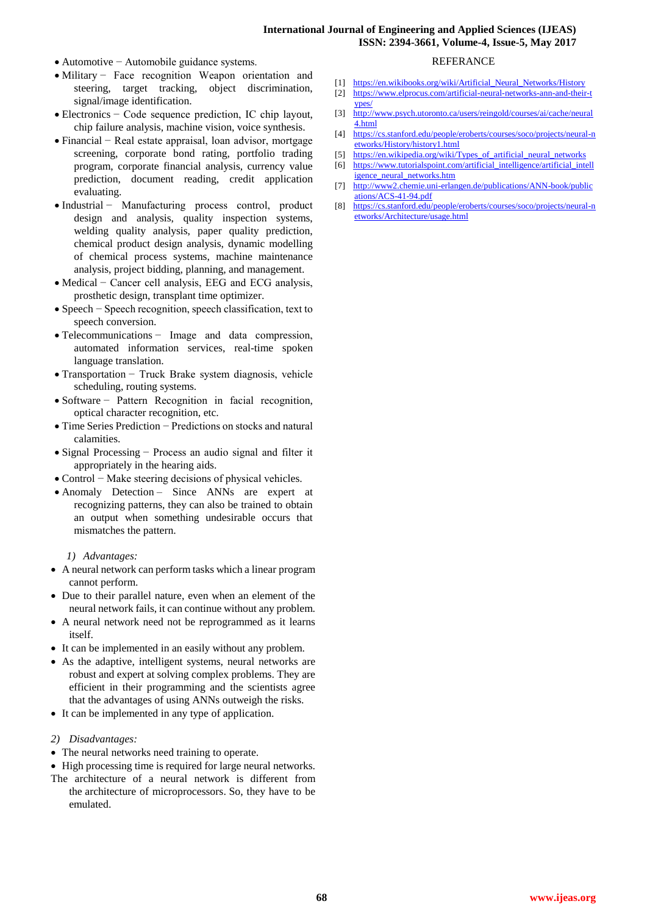- Automotive − Automobile guidance systems.
- Military − Face recognition Weapon orientation and steering, target tracking, object discrimination, signal/image identification.
- Electronics − Code sequence prediction, IC chip layout, chip failure analysis, machine vision, voice synthesis.
- Financial − Real estate appraisal, loan advisor, mortgage screening, corporate bond rating, portfolio trading program, corporate financial analysis, currency value prediction, document reading, credit application evaluating.
- Industrial − Manufacturing process control, product design and analysis, quality inspection systems, welding quality analysis, paper quality prediction, chemical product design analysis, dynamic modelling of chemical process systems, machine maintenance analysis, project bidding, planning, and management.
- Medical − Cancer cell analysis, EEG and ECG analysis, prosthetic design, transplant time optimizer.
- Speech − Speech recognition, speech classification, text to speech conversion.
- Telecommunications − Image and data compression, automated information services, real-time spoken language translation.
- Transportation − Truck Brake system diagnosis, vehicle scheduling, routing systems.
- Software − Pattern Recognition in facial recognition, optical character recognition, etc.
- Time Series Prediction − Predictions on stocks and natural calamities.
- Signal Processing − Process an audio signal and filter it appropriately in the hearing aids.
- Control − Make steering decisions of physical vehicles.
- Anomaly Detection − Since ANNs are expert at recognizing patterns, they can also be trained to obtain an output when something undesirable occurs that mismatches the pattern.

*1) Advantages:*

- A neural network can perform tasks which a linear program cannot perform.
- Due to their parallel nature, even when an element of the neural network fails, it can continue without any problem.
- A neural network need not be reprogrammed as it learns itself.
- It can be implemented in an easily without any problem.
- As the adaptive, intelligent systems, neural networks are robust and expert at solving complex problems. They are efficient in their programming and the scientists agree that the advantages of using ANNs outweigh the risks.
- It can be implemented in any type of application.

*2) Disadvantages:*

- The neural networks need training to operate.
- High processing time is required for large neural networks.

The architecture of a neural network is different from the architecture of microprocessors. So, they have to be emulated.

## REFERANCE

[1] https://en.wikibooks.org/wiki/Artificial_Neural_Networks/History

[2] https://www.elprocus.com/artificial-neural-networks-ann-and-their-types/

[3] http://www.psych.utoronto.ca/users/reingold/courses/ai/cache/neural4.html

[4] https://cs.stanford.edu/people/eroberts/courses/soco/projects/neural-networks/History/history1.html

[5] https://en.wikipedia.org/wiki/Types_of_artificial_neural_networks

[6] https://www.tutorialspoint.com/artificial_intelligence/artificial_intelligence_neural_networks.htm

[7] http://www2.chemie.uni-erlangen.de/publications/ANN-book/publications/ACS-41-94.pdf

[8] https://cs.stanford.edu/people/eroberts/courses/soco/projects/neural-networks/Architecture/usage.html